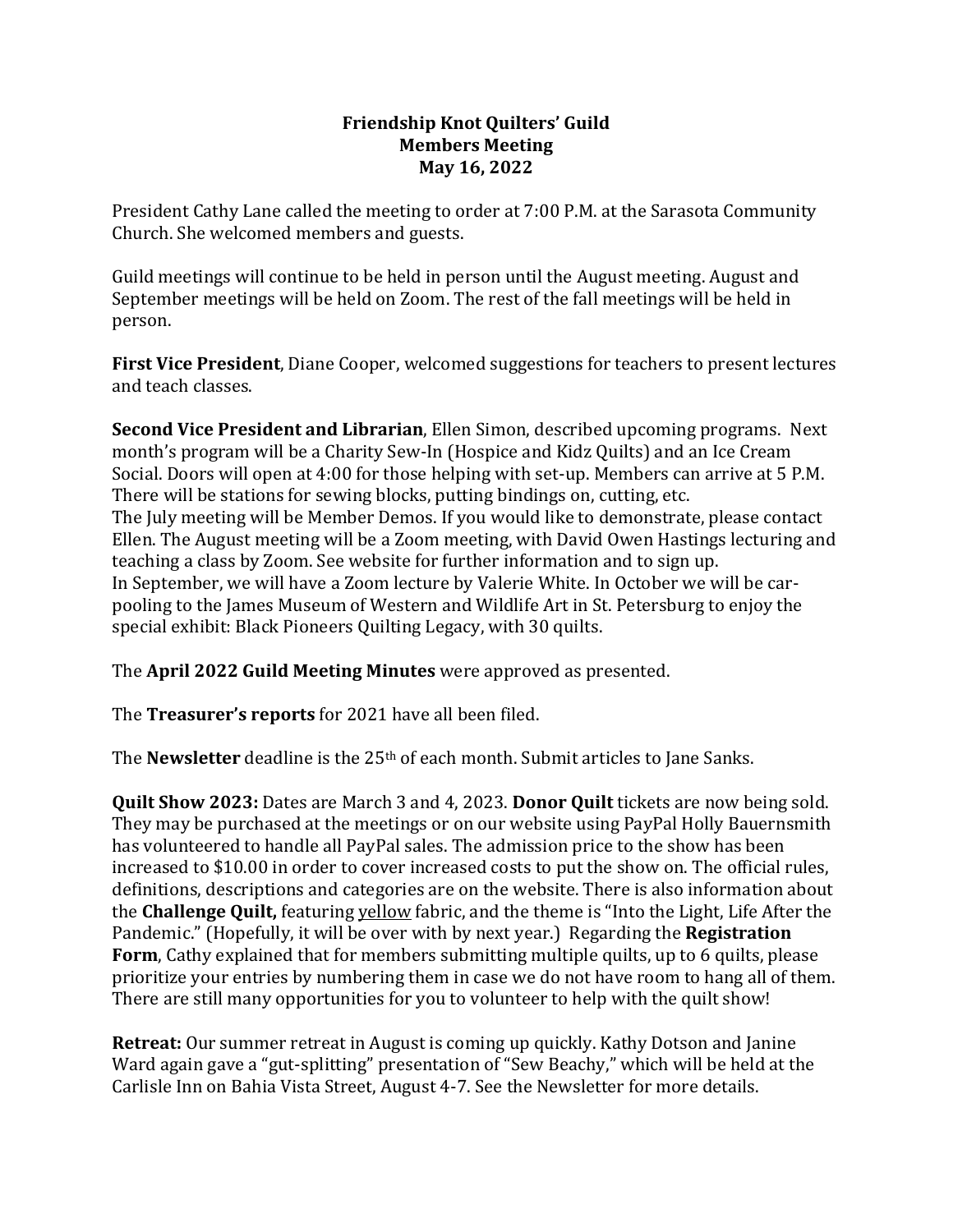# Friendship Knot Quilters' Guild
## Members Meeting
### May 16, 2022

President Cathy Lane called the meeting to order at 7:00 P.M. at the Sarasota Community Church. She welcomed members and guests.

Guild meetings will continue to be held in person until the August meeting. August and September meetings will be held on Zoom. The rest of the fall meetings will be held in person.

**First Vice President**, Diane Cooper, welcomed suggestions for teachers to present lectures and teach classes.

**Second Vice President and Librarian**, Ellen Simon, described upcoming programs. Next month's program will be a Charity Sew-In (Hospice and Kidz Quilts) and an Ice Cream Social. Doors will open at 4:00 for those helping with set-up. Members can arrive at 5 P.M. There will be stations for sewing blocks, putting bindings on, cutting, etc.
The July meeting will be Member Demos. If you would like to demonstrate, please contact Ellen. The August meeting will be a Zoom meeting, with David Owen Hastings lecturing and teaching a class by Zoom. See website for further information and to sign up.
In September, we will have a Zoom lecture by Valerie White. In October we will be car-pooling to the James Museum of Western and Wildlife Art in St. Petersburg to enjoy the special exhibit: Black Pioneers Quilting Legacy, with 30 quilts.

The **April 2022 Guild Meeting Minutes** were approved as presented.

The **Treasurer's reports** for 2021 have all been filed.

The **Newsletter** deadline is the 25th of each month. Submit articles to Jane Sanks.

**Quilt Show 2023:** Dates are March 3 and 4, 2023. **Donor Quilt** tickets are now being sold. They may be purchased at the meetings or on our website using PayPal Holly Bauernsmith has volunteered to handle all PayPal sales. The admission price to the show has been increased to $10.00 in order to cover increased costs to put the show on. The official rules, definitions, descriptions and categories are on the website. There is also information about the **Challenge Quilt,** featuring <u>yellow</u> fabric, and the theme is "Into the Light, Life After the Pandemic." (Hopefully, it will be over with by next year.) Regarding the **Registration Form**, Cathy explained that for members submitting multiple quilts, up to 6 quilts, please prioritize your entries by numbering them in case we do not have room to hang all of them. There are still many opportunities for you to volunteer to help with the quilt show!

**Retreat:** Our summer retreat in August is coming up quickly. Kathy Dotson and Janine Ward again gave a "gut-splitting" presentation of "Sew Beachy," which will be held at the Carlisle Inn on Bahia Vista Street, August 4-7. See the Newsletter for more details.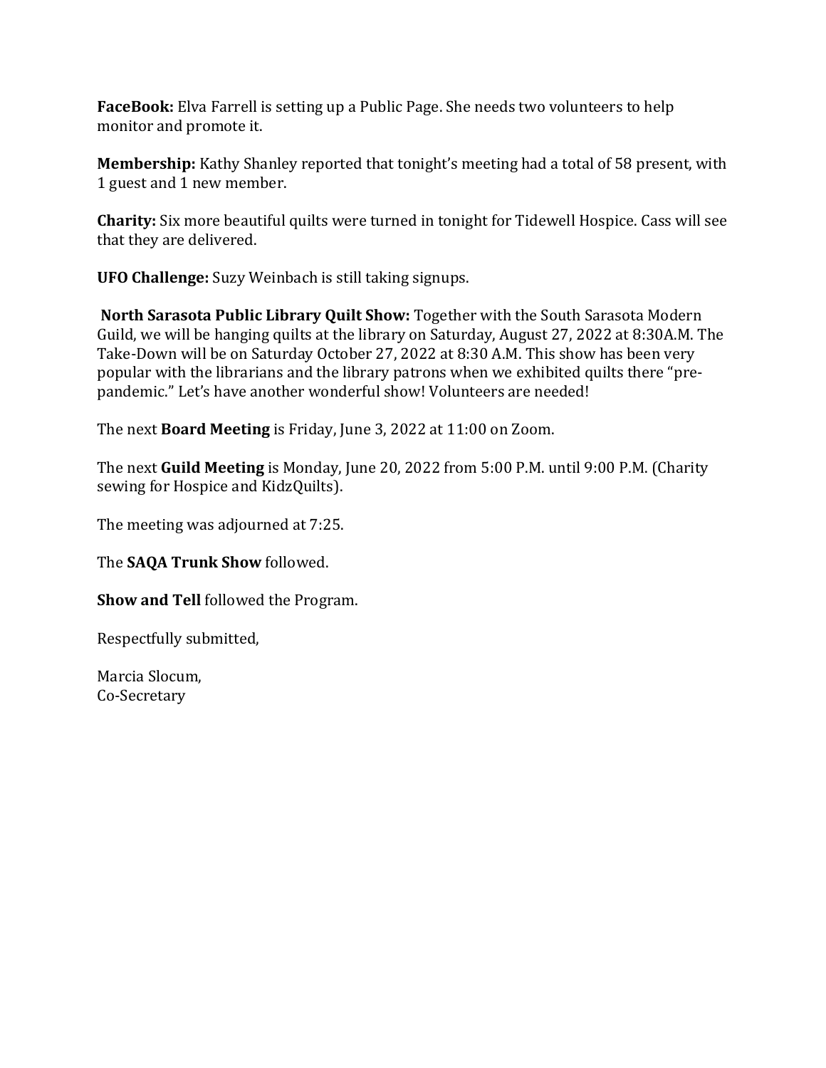**FaceBook:** Elva Farrell is setting up a Public Page. She needs two volunteers to help monitor and promote it.

**Membership:** Kathy Shanley reported that tonight's meeting had a total of 58 present, with 1 guest and 1 new member.

**Charity:** Six more beautiful quilts were turned in tonight for Tidewell Hospice. Cass will see that they are delivered.

**UFO Challenge:** Suzy Weinbach is still taking signups.

**North Sarasota Public Library Quilt Show:** Together with the South Sarasota Modern Guild, we will be hanging quilts at the library on Saturday, August 27, 2022 at 8:30A.M. The Take-Down will be on Saturday October 27, 2022 at 8:30 A.M. This show has been very popular with the librarians and the library patrons when we exhibited quilts there "pre-pandemic." Let's have another wonderful show! Volunteers are needed!

The next **Board Meeting** is Friday, June 3, 2022 at 11:00 on Zoom.

The next **Guild Meeting** is Monday, June 20, 2022 from 5:00 P.M. until 9:00 P.M. (Charity sewing for Hospice and KidzQuilts).

The meeting was adjourned at 7:25.

The **SAQA Trunk Show** followed.

**Show and Tell** followed the Program.

Respectfully submitted,

Marcia Slocum,
Co-Secretary